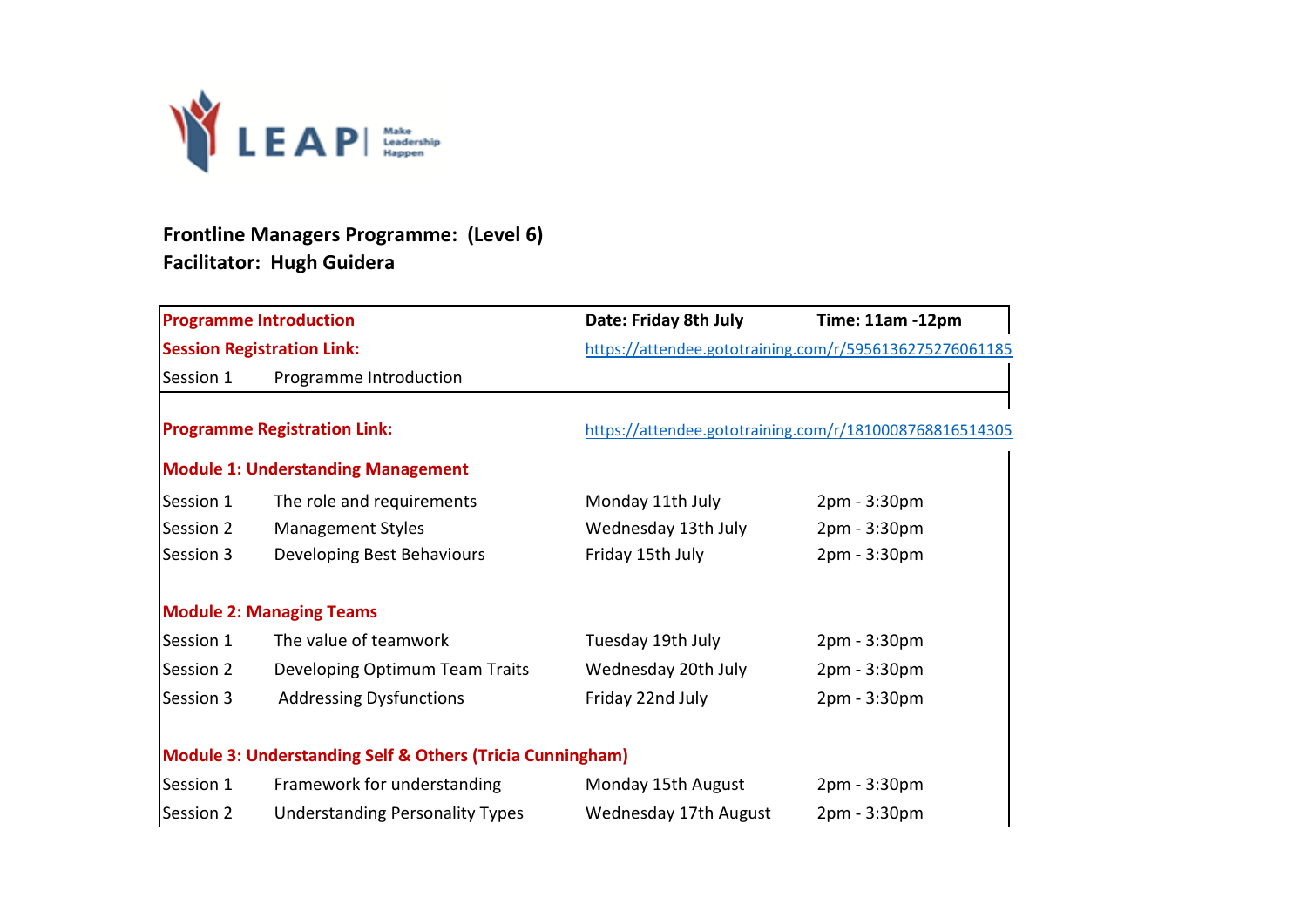LEAP | Make Leadership Happen

**Frontline Managers Programme: (Level 6)**
**Facilitator: Hugh Guidera**

| **Programme Introduction** | | **Date: Friday 8th July** | **Time: 11am -12pm** |
|---|---|---|---|
| **Session Registration Link:** | | https://attendee.gototraining.com/r/5956136275276061185 | |
| Session 1 | Programme Introduction | | |

| **Programme Registration Link:** | | https://attendee.gototraining.com/r/1810008768816514305 | |
|---|---|---|---|
| **Module 1: Understanding Management** | | | |
| Session 1 | The role and requirements | Monday 11th July | 2pm - 3:30pm |
| Session 2 | Management Styles | Wednesday 13th July | 2pm - 3:30pm |
| Session 3 | Developing Best Behaviours | Friday 15th July | 2pm - 3:30pm |
| **Module 2: Managing Teams** | | | |
| Session 1 | The value of teamwork | Tuesday 19th July | 2pm - 3:30pm |
| Session 2 | Developing Optimum Team Traits | Wednesday 20th July | 2pm - 3:30pm |
| Session 3 | Addressing Dysfunctions | Friday 22nd July | 2pm - 3:30pm |
| **Module 3: Understanding Self & Others (Tricia Cunningham)** | | | |
| Session 1 | Framework for understanding | Monday 15th August | 2pm - 3:30pm |
| Session 2 | Understanding Personality Types | Wednesday 17th August | 2pm - 3:30pm |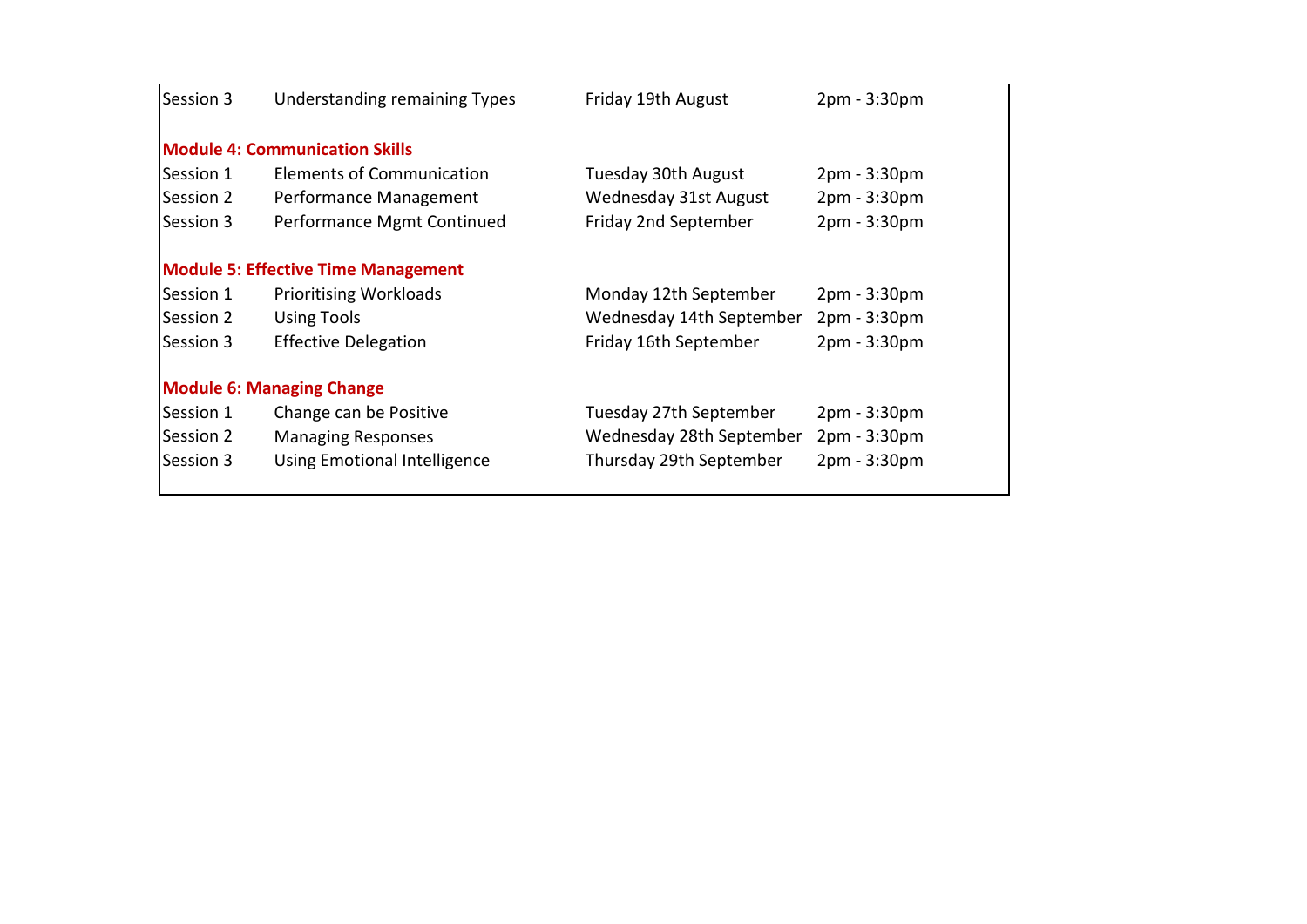| | | | |
|---|---|---|---|
| Session 3 | Understanding remaining Types | Friday 19th August | 2pm - 3:30pm |
| **Module 4: Communication Skills** | | | |
| Session 1 | Elements of Communication | Tuesday 30th August | 2pm - 3:30pm |
| Session 2 | Performance Management | Wednesday 31st August | 2pm - 3:30pm |
| Session 3 | Performance Mgmt Continued | Friday 2nd September | 2pm - 3:30pm |
| **Module 5: Effective Time Management** | | | |
| Session 1 | Prioritising Workloads | Monday 12th September | 2pm - 3:30pm |
| Session 2 | Using Tools | Wednesday 14th September | 2pm - 3:30pm |
| Session 3 | Effective Delegation | Friday 16th September | 2pm - 3:30pm |
| **Module 6: Managing Change** | | | |
| Session 1 | Change can be Positive | Tuesday 27th September | 2pm - 3:30pm |
| Session 2 | Managing Responses | Wednesday 28th September | 2pm - 3:30pm |
| Session 3 | Using Emotional Intelligence | Thursday 29th September | 2pm - 3:30pm |